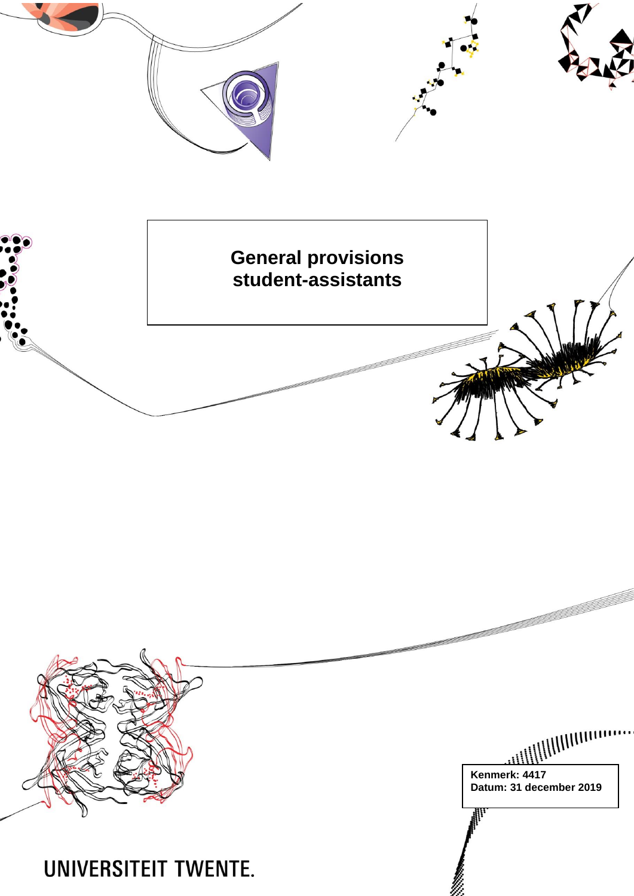# General provisions student-assistants

**Kenmerk: 4417**
**Datum: 31 december 2019**

UNIVERSITEIT TWENTE.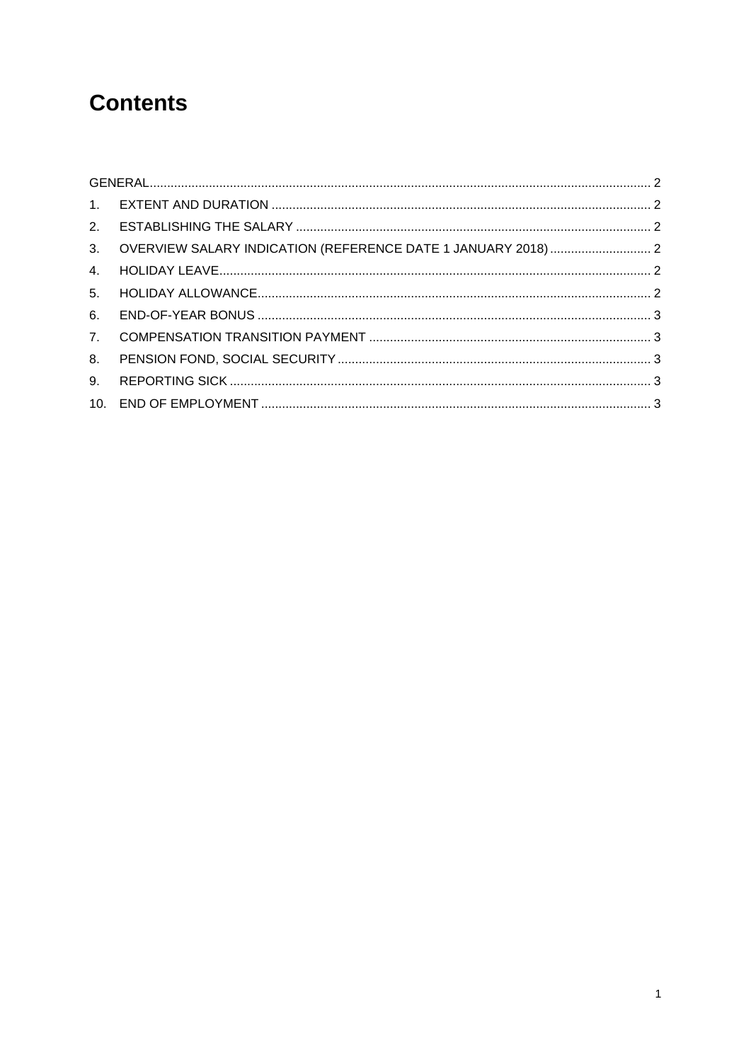# Contents

- GENERAL .......... 2
- 1. EXTENT AND DURATION .......... 2
- 2. ESTABLISHING THE SALARY .......... 2
- 3. OVERVIEW SALARY INDICATION (REFERENCE DATE 1 JANUARY 2018) .......... 2
- 4. HOLIDAY LEAVE .......... 2
- 5. HOLIDAY ALLOWANCE .......... 2
- 6. END-OF-YEAR BONUS .......... 3
- 7. COMPENSATION TRANSITION PAYMENT .......... 3
- 8. PENSION FOND, SOCIAL SECURITY .......... 3
- 9. REPORTING SICK .......... 3
- 10. END OF EMPLOYMENT .......... 3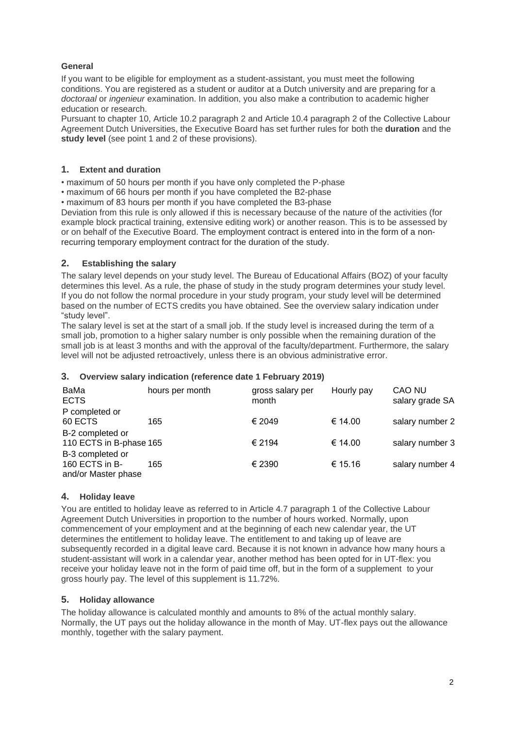**General**

If you want to be eligible for employment as a student-assistant, you must meet the following conditions. You are registered as a student or auditor at a Dutch university and are preparing for a *doctoraal* or *ingenieur* examination. In addition, you also make a contribution to academic higher education or research.

Pursuant to chapter 10, Article 10.2 paragraph 2 and Article 10.4 paragraph 2 of the Collective Labour Agreement Dutch Universities, the Executive Board has set further rules for both the **duration** and the **study level** (see point 1 and 2 of these provisions).

## 1. Extent and duration

- maximum of 50 hours per month if you have only completed the P-phase
- maximum of 66 hours per month if you have completed the B2-phase
- maximum of 83 hours per month if you have completed the B3-phase

Deviation from this rule is only allowed if this is necessary because of the nature of the activities (for example block practical training, extensive editing work) or another reason. This is to be assessed by or on behalf of the Executive Board. The employment contract is entered into in the form of a non-recurring temporary employment contract for the duration of the study.

## 2. Establishing the salary

The salary level depends on your study level. The Bureau of Educational Affairs (BOZ) of your faculty determines this level. As a rule, the phase of study in the study program determines your study level. If you do not follow the normal procedure in your study program, your study level will be determined based on the number of ECTS credits you have obtained. See the overview salary indication under "study level".

The salary level is set at the start of a small job. If the study level is increased during the term of a small job, promotion to a higher salary number is only possible when the remaining duration of the small job is at least 3 months and with the approval of the faculty/department. Furthermore, the salary level will not be adjusted retroactively, unless there is an obvious administrative error.

## 3. Overview salary indication (reference date 1 February 2019)

| BaMa ECTS | hours per month | gross salary per month | Hourly pay | CAO NU salary grade SA |
| --- | --- | --- | --- | --- |
| P completed or 60 ECTS | 165 | € 2049 | € 14.00 | salary number 2 |
| B-2 completed or 110 ECTS in B-phase | 165 | € 2194 | € 14.00 | salary number 3 |
| B-3 completed or 160 ECTS in B- and/or Master phase | 165 | € 2390 | € 15.16 | salary number 4 |

## 4. Holiday leave

You are entitled to holiday leave as referred to in Article 4.7 paragraph 1 of the Collective Labour Agreement Dutch Universities in proportion to the number of hours worked. Normally, upon commencement of your employment and at the beginning of each new calendar year, the UT determines the entitlement to holiday leave. The entitlement to and taking up of leave are subsequently recorded in a digital leave card. Because it is not known in advance how many hours a student-assistant will work in a calendar year, another method has been opted for in UT-flex: you receive your holiday leave not in the form of paid time off, but in the form of a supplement to your gross hourly pay. The level of this supplement is 11.72%.

## 5. Holiday allowance

The holiday allowance is calculated monthly and amounts to 8% of the actual monthly salary. Normally, the UT pays out the holiday allowance in the month of May. UT-flex pays out the allowance monthly, together with the salary payment.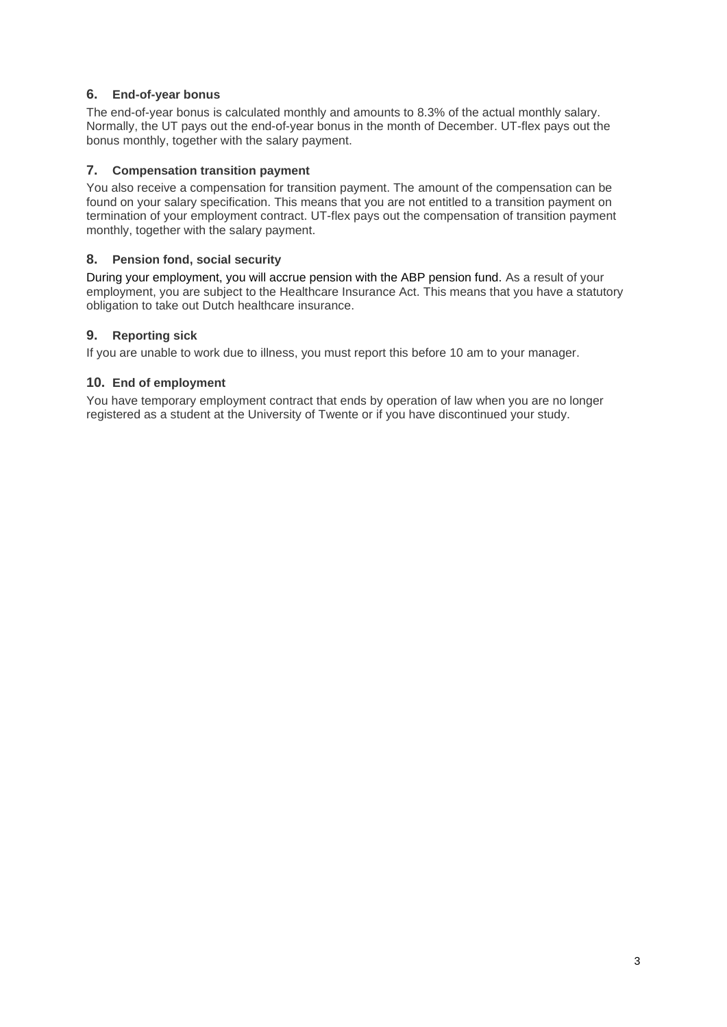## 6. End-of-year bonus

The end-of-year bonus is calculated monthly and amounts to 8.3% of the actual monthly salary. Normally, the UT pays out the end-of-year bonus in the month of December. UT-flex pays out the bonus monthly, together with the salary payment.

## 7. Compensation transition payment

You also receive a compensation for transition payment. The amount of the compensation can be found on your salary specification. This means that you are not entitled to a transition payment on termination of your employment contract. UT-flex pays out the compensation of transition payment monthly, together with the salary payment.

## 8. Pension fond, social security

During your employment, you will accrue pension with the ABP pension fund. As a result of your employment, you are subject to the Healthcare Insurance Act. This means that you have a statutory obligation to take out Dutch healthcare insurance.

## 9. Reporting sick

If you are unable to work due to illness, you must report this before 10 am to your manager.

## 10. End of employment

You have temporary employment contract that ends by operation of law when you are no longer registered as a student at the University of Twente or if you have discontinued your study.